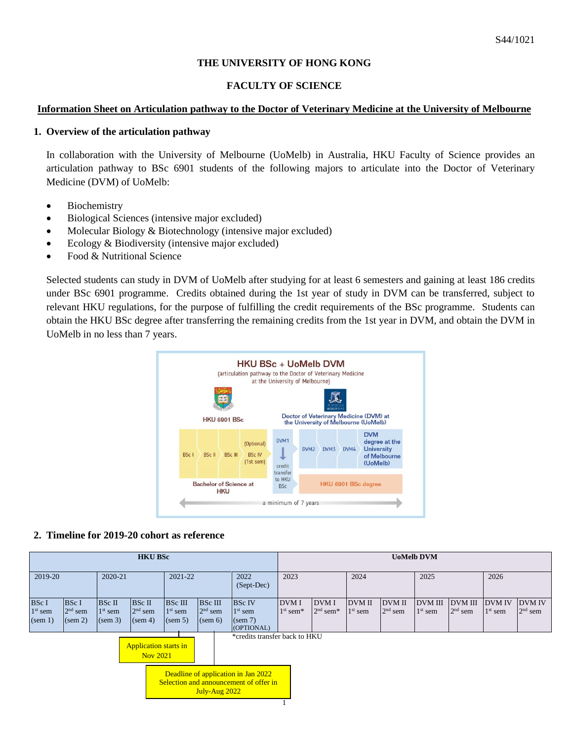S44/1021

# THE UNIVERSITY OF HONG KONG

## FACULTY OF SCIENCE

### Information Sheet on Articulation pathway to the Doctor of Veterinary Medicine at the University of Melbourne

### 1. Overview of the articulation pathway

In collaboration with the University of Melbourne (UoMelb) in Australia, HKU Faculty of Science provides an articulation pathway to BSc 6901 students of the following majors to articulate into the Doctor of Veterinary Medicine (DVM) of UoMelb:

- Biochemistry
- Biological Sciences (intensive major excluded)
- Molecular Biology & Biotechnology (intensive major excluded)
- Ecology & Biodiversity (intensive major excluded)
- Food & Nutritional Science

Selected students can study in DVM of UoMelb after studying for at least 6 semesters and gaining at least 186 credits under BSc 6901 programme. Credits obtained during the 1st year of study in DVM can be transferred, subject to relevant HKU regulations, for the purpose of fulfilling the credit requirements of the BSc programme. Students can obtain the HKU BSc degree after transferring the remaining credits from the 1st year in DVM, and obtain the DVM in UoMelb in no less than 7 years.

**HKU BSc + UoMelb DVM**
(articulation pathway to the Doctor of Veterinary Medicine at the University of Melbourne)

| HKU 6901 BSc | | | | Doctor of Veterinary Medicine (DVM) at the University of Melbourne (UoMelb) | | | | |
|---|---|---|---|---|---|---|---|---|
| BSc I | BSc II | BSc III | (Optional) BSc IV (1st sem) | DVM1 — credit transfer to HKU BSc | DVM2 | DVM3 | DVM4 | DVM degree at the University of Melbourne (UoMelb) |
| Bachelor of Science at HKU | | | | | HKU 6901 BSc degree | | | |

a minimum of 7 years

### 2. Timeline for 2019-20 cohort as reference

| HKU BSc | | | | | | | UoMelb DVM | | | | | | | |
|---|---|---|---|---|---|---|---|---|---|---|---|---|---|---|
| 2019-20 | | 2020-21 | | 2021-22 | | 2022 (Sept-Dec) | 2023 | | 2024 | | 2025 | | 2026 | |
| BSc I 1st sem (sem 1) | BSc I 2nd sem (sem 2) | BSc II 1st sem (sem 3) | BSc II 2nd sem (sem 4) | BSc III 1st sem (sem 5) | BSc III 2nd sem (sem 6) | BSc IV 1st sem (sem 7) (OPTIONAL) | DVM I 1st sem* | DVM I 2nd sem* | DVM II 1st sem | DVM II 2nd sem | DVM III 1st sem | DVM III 2nd sem | DVM IV 1st sem | DVM IV 2nd sem |

*credits transfer back to HKU

Application starts in Nov 2021

Deadline of application in Jan 2022
Selection and announcement of offer in July-Aug 2022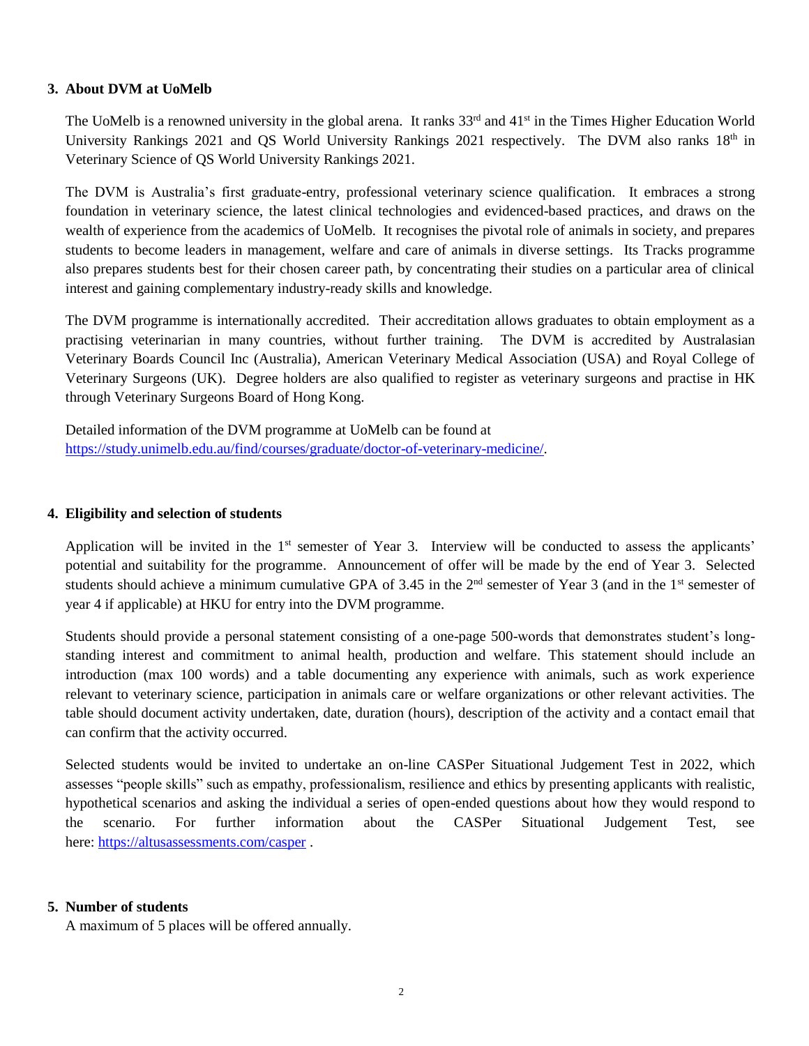## 3. About DVM at UoMelb

The UoMelb is a renowned university in the global arena. It ranks 33rd and 41st in the Times Higher Education World University Rankings 2021 and QS World University Rankings 2021 respectively. The DVM also ranks 18th in Veterinary Science of QS World University Rankings 2021.

The DVM is Australia's first graduate-entry, professional veterinary science qualification. It embraces a strong foundation in veterinary science, the latest clinical technologies and evidenced-based practices, and draws on the wealth of experience from the academics of UoMelb. It recognises the pivotal role of animals in society, and prepares students to become leaders in management, welfare and care of animals in diverse settings. Its Tracks programme also prepares students best for their chosen career path, by concentrating their studies on a particular area of clinical interest and gaining complementary industry-ready skills and knowledge.

The DVM programme is internationally accredited. Their accreditation allows graduates to obtain employment as a practising veterinarian in many countries, without further training. The DVM is accredited by Australasian Veterinary Boards Council Inc (Australia), American Veterinary Medical Association (USA) and Royal College of Veterinary Surgeons (UK). Degree holders are also qualified to register as veterinary surgeons and practise in HK through Veterinary Surgeons Board of Hong Kong.

Detailed information of the DVM programme at UoMelb can be found at https://study.unimelb.edu.au/find/courses/graduate/doctor-of-veterinary-medicine/.

## 4. Eligibility and selection of students

Application will be invited in the 1st semester of Year 3. Interview will be conducted to assess the applicants' potential and suitability for the programme. Announcement of offer will be made by the end of Year 3. Selected students should achieve a minimum cumulative GPA of 3.45 in the 2nd semester of Year 3 (and in the 1st semester of year 4 if applicable) at HKU for entry into the DVM programme.

Students should provide a personal statement consisting of a one-page 500-words that demonstrates student's long-standing interest and commitment to animal health, production and welfare. This statement should include an introduction (max 100 words) and a table documenting any experience with animals, such as work experience relevant to veterinary science, participation in animals care or welfare organizations or other relevant activities. The table should document activity undertaken, date, duration (hours), description of the activity and a contact email that can confirm that the activity occurred.

Selected students would be invited to undertake an on-line CASPer Situational Judgement Test in 2022, which assesses "people skills" such as empathy, professionalism, resilience and ethics by presenting applicants with realistic, hypothetical scenarios and asking the individual a series of open-ended questions about how they would respond to the scenario. For further information about the CASPer Situational Judgement Test, see here: https://altusassessments.com/casper .

## 5. Number of students

A maximum of 5 places will be offered annually.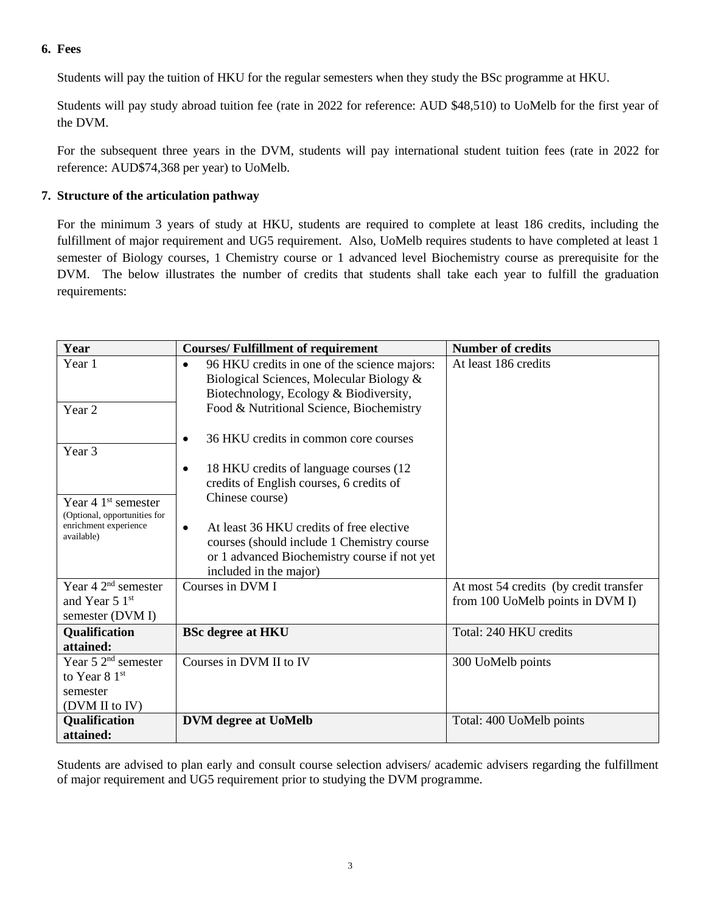## 6. Fees

Students will pay the tuition of HKU for the regular semesters when they study the BSc programme at HKU.

Students will pay study abroad tuition fee (rate in 2022 for reference: AUD $48,510) to UoMelb for the first year of the DVM.

For the subsequent three years in the DVM, students will pay international student tuition fees (rate in 2022 for reference: AUD$74,368 per year) to UoMelb.

## 7. Structure of the articulation pathway

For the minimum 3 years of study at HKU, students are required to complete at least 186 credits, including the fulfillment of major requirement and UG5 requirement. Also, UoMelb requires students to have completed at least 1 semester of Biology courses, 1 Chemistry course or 1 advanced level Biochemistry course as prerequisite for the DVM. The below illustrates the number of credits that students shall take each year to fulfill the graduation requirements:

| Year | Courses/ Fulfillment of requirement | Number of credits |
|---|---|---|
| Year 1<br>Year 2<br>Year 3<br>Year 4 1st semester (Optional, opportunities for enrichment experience available) | • 96 HKU credits in one of the science majors: Biological Sciences, Molecular Biology & Biotechnology, Ecology & Biodiversity, Food & Nutritional Science, Biochemistry<br>• 36 HKU credits in common core courses<br>• 18 HKU credits of language courses (12 credits of English courses, 6 credits of Chinese course)<br>• At least 36 HKU credits of free elective courses (should include 1 Chemistry course or 1 advanced Biochemistry course if not yet included in the major) | At least 186 credits |
| Year 4 2nd semester and Year 5 1st semester (DVM I) | Courses in DVM I | At most 54 credits (by credit transfer from 100 UoMelb points in DVM I) |
| **Qualification attained:** | **BSc degree at HKU** | Total: 240 HKU credits |
| Year 5 2nd semester to Year 8 1st semester (DVM II to IV) | Courses in DVM II to IV | 300 UoMelb points |
| **Qualification attained:** | **DVM degree at UoMelb** | Total: 400 UoMelb points |

Students are advised to plan early and consult course selection advisers/ academic advisers regarding the fulfillment of major requirement and UG5 requirement prior to studying the DVM programme.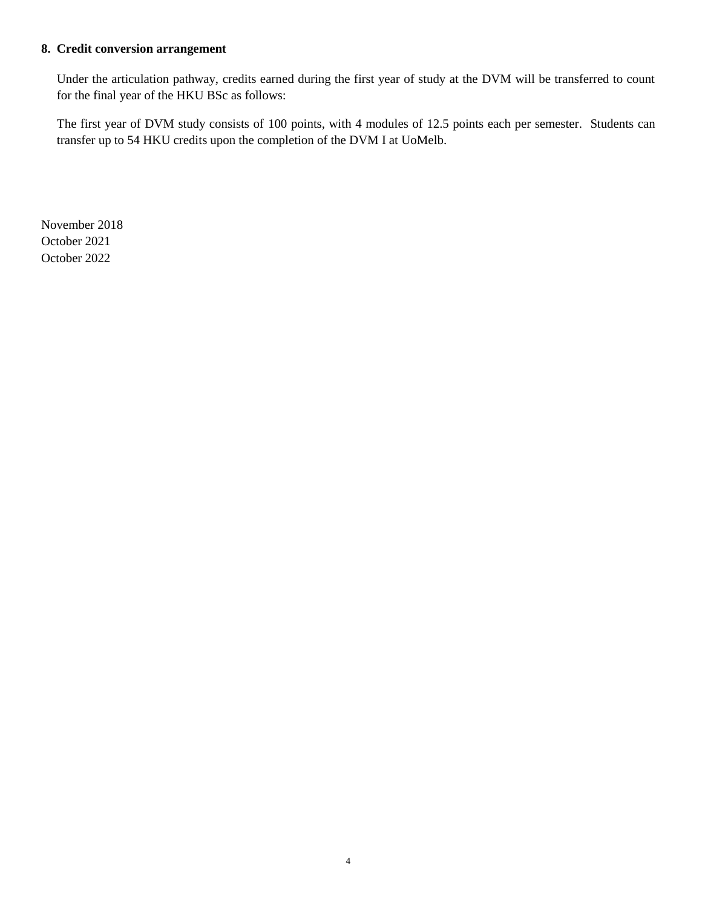## 8. Credit conversion arrangement

Under the articulation pathway, credits earned during the first year of study at the DVM will be transferred to count for the final year of the HKU BSc as follows:

The first year of DVM study consists of 100 points, with 4 modules of 12.5 points each per semester. Students can transfer up to 54 HKU credits upon the completion of the DVM I at UoMelb.

November 2018
October 2021
October 2022